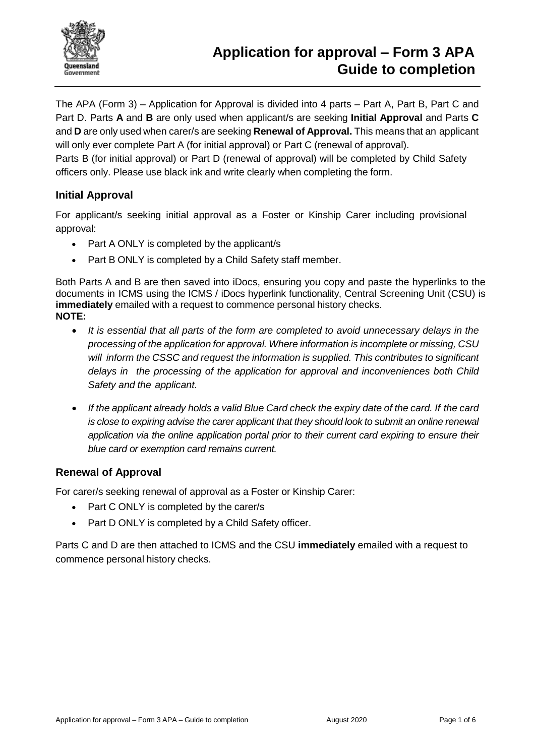# Application for approval – Form 3 APA Guide to completion

The APA (Form 3) – Application for Approval is divided into 4 parts – Part A, Part B, Part C and Part D. Parts **A** and **B** are only used when applicant/s are seeking **Initial Approval** and Parts **C** and **D** are only used when carer/s are seeking **Renewal of Approval.** This means that an applicant will only ever complete Part A (for initial approval) or Part C (renewal of approval).

Parts B (for initial approval) or Part D (renewal of approval) will be completed by Child Safety officers only. Please use black ink and write clearly when completing the form.

## Initial Approval

For applicant/s seeking initial approval as a Foster or Kinship Carer including provisional approval:

- Part A ONLY is completed by the applicant/s
- Part B ONLY is completed by a Child Safety staff member.

Both Parts A and B are then saved into iDocs, ensuring you copy and paste the hyperlinks to the documents in ICMS using the ICMS / iDocs hyperlink functionality, Central Screening Unit (CSU) is **immediately** emailed with a request to commence personal history checks.

**NOTE:**

- *It is essential that all parts of the form are completed to avoid unnecessary delays in the processing of the application for approval. Where information is incomplete or missing, CSU will inform the CSSC and request the information is supplied. This contributes to significant delays in the processing of the application for approval and inconveniences both Child Safety and the applicant.*
- *If the applicant already holds a valid Blue Card check the expiry date of the card. If the card is close to expiring advise the carer applicant that they should look to submit an online renewal application via the online application portal prior to their current card expiring to ensure their blue card or exemption card remains current.*

## Renewal of Approval

For carer/s seeking renewal of approval as a Foster or Kinship Carer:

- Part C ONLY is completed by the carer/s
- Part D ONLY is completed by a Child Safety officer.

Parts C and D are then attached to ICMS and the CSU **immediately** emailed with a request to commence personal history checks.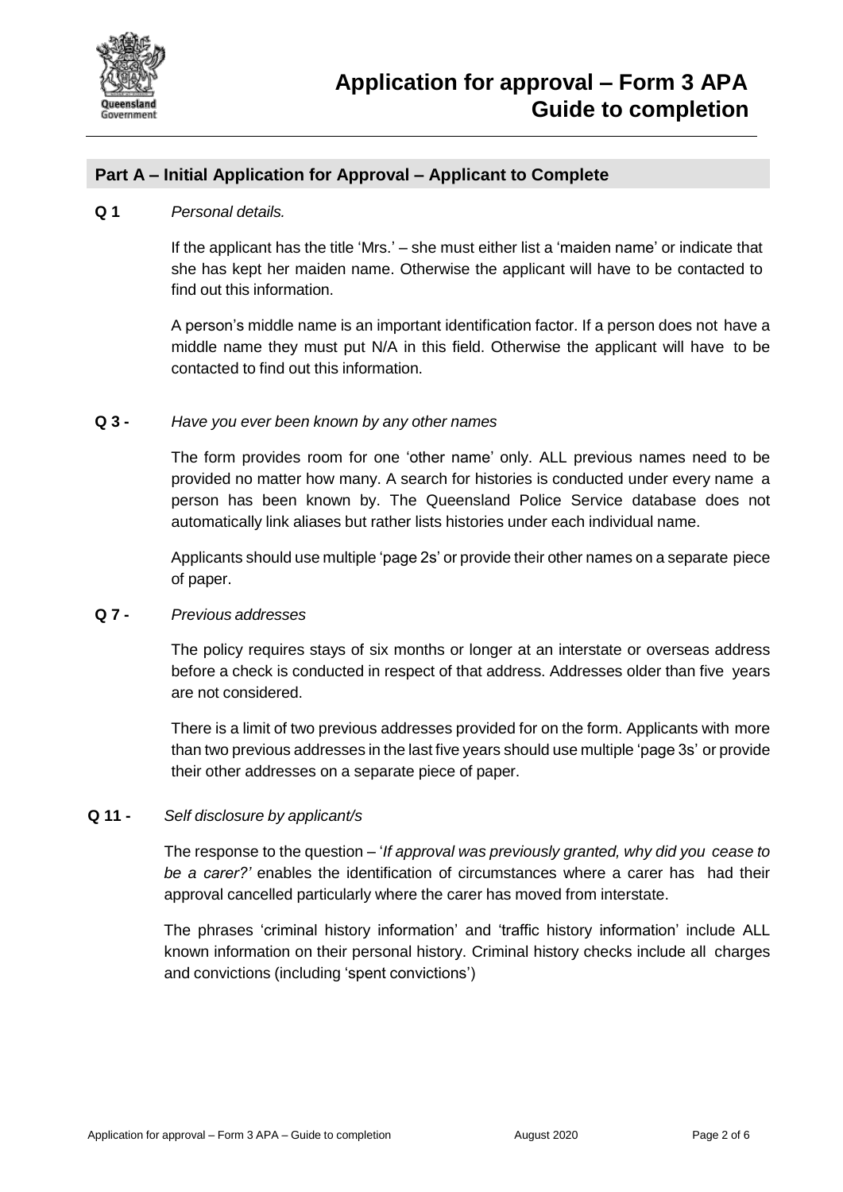## Part A – Initial Application for Approval – Applicant to Complete

**Q 1** *Personal details.*

If the applicant has the title 'Mrs.' – she must either list a 'maiden name' or indicate that she has kept her maiden name. Otherwise the applicant will have to be contacted to find out this information.

A person's middle name is an important identification factor. If a person does not have a middle name they must put N/A in this field. Otherwise the applicant will have to be contacted to find out this information.

**Q 3 -** *Have you ever been known by any other names*

The form provides room for one 'other name' only. ALL previous names need to be provided no matter how many. A search for histories is conducted under every name a person has been known by. The Queensland Police Service database does not automatically link aliases but rather lists histories under each individual name.

Applicants should use multiple 'page 2s' or provide their other names on a separate piece of paper.

**Q 7 -** *Previous addresses*

The policy requires stays of six months or longer at an interstate or overseas address before a check is conducted in respect of that address. Addresses older than five years are not considered.

There is a limit of two previous addresses provided for on the form. Applicants with more than two previous addresses in the last five years should use multiple 'page 3s' or provide their other addresses on a separate piece of paper.

**Q 11 -** *Self disclosure by applicant/s*

The response to the question – '*If approval was previously granted, why did you cease to be a carer?'* enables the identification of circumstances where a carer has had their approval cancelled particularly where the carer has moved from interstate.

The phrases 'criminal history information' and 'traffic history information' include ALL known information on their personal history. Criminal history checks include all charges and convictions (including 'spent convictions')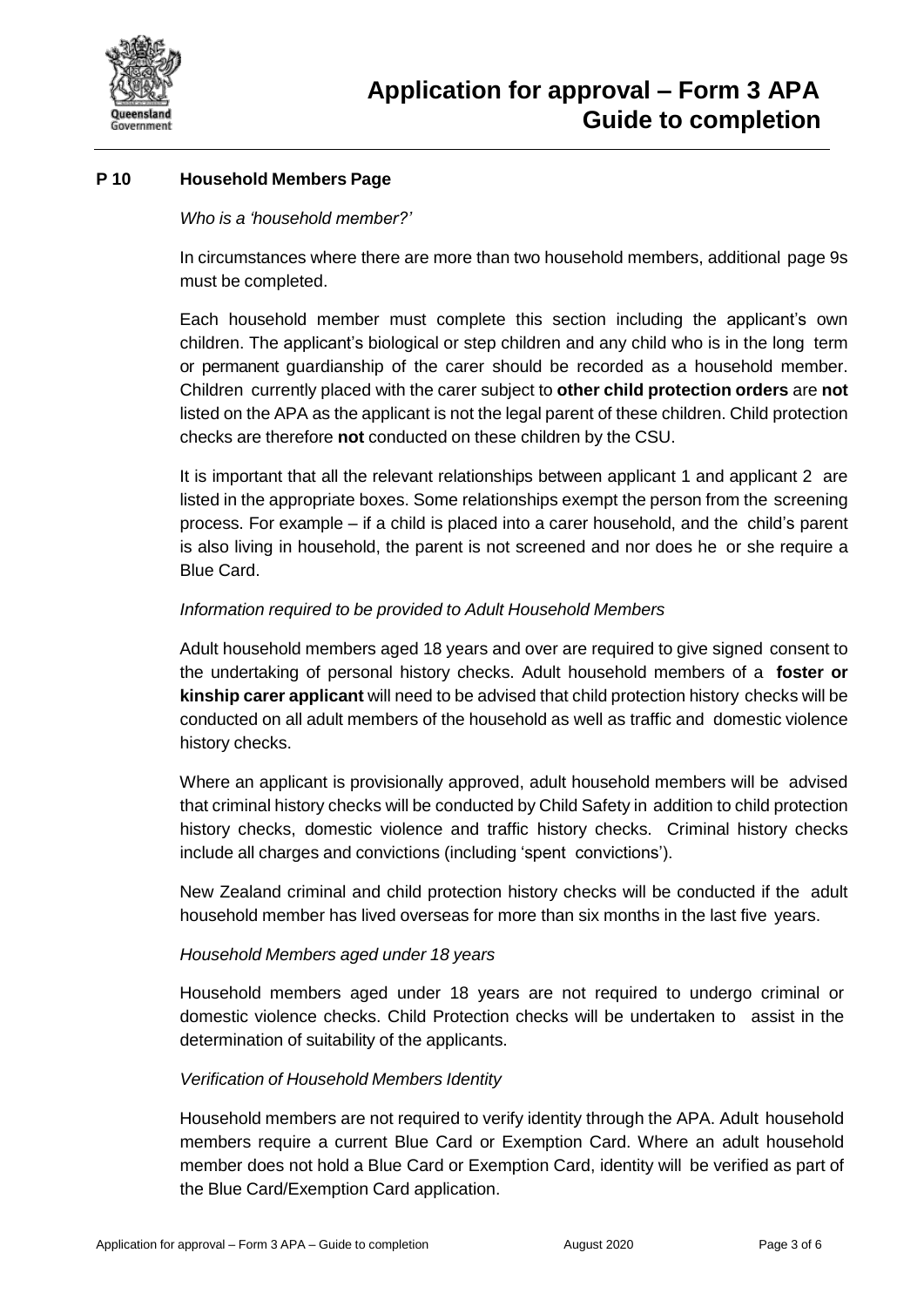## P 10 Household Members Page

*Who is a 'household member?'*

In circumstances where there are more than two household members, additional page 9s must be completed.

Each household member must complete this section including the applicant's own children. The applicant's biological or step children and any child who is in the long term or permanent guardianship of the carer should be recorded as a household member. Children currently placed with the carer subject to **other child protection orders** are **not** listed on the APA as the applicant is not the legal parent of these children. Child protection checks are therefore **not** conducted on these children by the CSU.

It is important that all the relevant relationships between applicant 1 and applicant 2 are listed in the appropriate boxes. Some relationships exempt the person from the screening process. For example – if a child is placed into a carer household, and the child's parent is also living in household, the parent is not screened and nor does he or she require a Blue Card.

*Information required to be provided to Adult Household Members*

Adult household members aged 18 years and over are required to give signed consent to the undertaking of personal history checks. Adult household members of a **foster or kinship carer applicant** will need to be advised that child protection history checks will be conducted on all adult members of the household as well as traffic and domestic violence history checks.

Where an applicant is provisionally approved, adult household members will be advised that criminal history checks will be conducted by Child Safety in addition to child protection history checks, domestic violence and traffic history checks. Criminal history checks include all charges and convictions (including 'spent convictions').

New Zealand criminal and child protection history checks will be conducted if the adult household member has lived overseas for more than six months in the last five years.

*Household Members aged under 18 years*

Household members aged under 18 years are not required to undergo criminal or domestic violence checks. Child Protection checks will be undertaken to assist in the determination of suitability of the applicants.

*Verification of Household Members Identity*

Household members are not required to verify identity through the APA. Adult household members require a current Blue Card or Exemption Card. Where an adult household member does not hold a Blue Card or Exemption Card, identity will be verified as part of the Blue Card/Exemption Card application.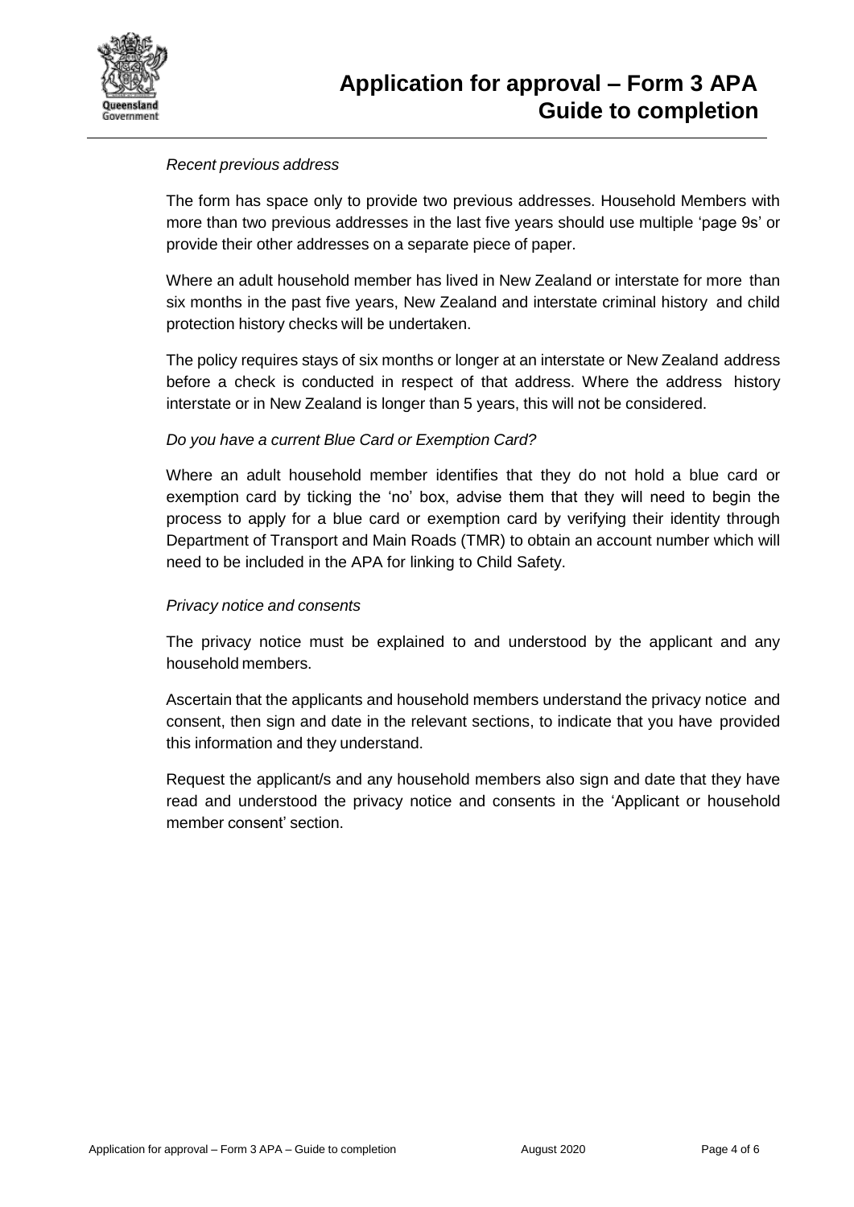*Recent previous address*

The form has space only to provide two previous addresses. Household Members with more than two previous addresses in the last five years should use multiple 'page 9s' or provide their other addresses on a separate piece of paper.

Where an adult household member has lived in New Zealand or interstate for more than six months in the past five years, New Zealand and interstate criminal history and child protection history checks will be undertaken.

The policy requires stays of six months or longer at an interstate or New Zealand address before a check is conducted in respect of that address. Where the address history interstate or in New Zealand is longer than 5 years, this will not be considered.

*Do you have a current Blue Card or Exemption Card?*

Where an adult household member identifies that they do not hold a blue card or exemption card by ticking the 'no' box, advise them that they will need to begin the process to apply for a blue card or exemption card by verifying their identity through Department of Transport and Main Roads (TMR) to obtain an account number which will need to be included in the APA for linking to Child Safety.

*Privacy notice and consents*

The privacy notice must be explained to and understood by the applicant and any household members.

Ascertain that the applicants and household members understand the privacy notice and consent, then sign and date in the relevant sections, to indicate that you have provided this information and they understand.

Request the applicant/s and any household members also sign and date that they have read and understood the privacy notice and consents in the 'Applicant or household member consent' section.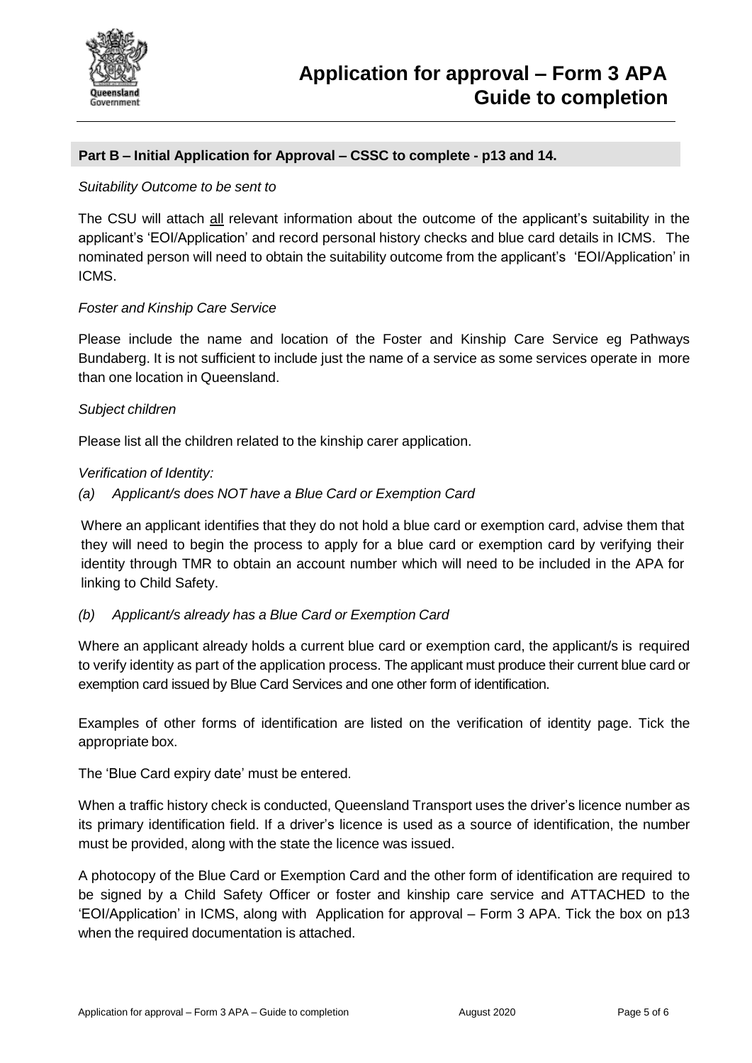# Application for approval – Form 3 APA Guide to completion

## Part B – Initial Application for Approval – CSSC to complete - p13 and 14.

*Suitability Outcome to be sent to*

The CSU will attach all relevant information about the outcome of the applicant's suitability in the applicant's 'EOI/Application' and record personal history checks and blue card details in ICMS. The nominated person will need to obtain the suitability outcome from the applicant's 'EOI/Application' in ICMS.

*Foster and Kinship Care Service*

Please include the name and location of the Foster and Kinship Care Service eg Pathways Bundaberg. It is not sufficient to include just the name of a service as some services operate in more than one location in Queensland.

*Subject children*

Please list all the children related to the kinship carer application.

*Verification of Identity:*

*(a) Applicant/s does NOT have a Blue Card or Exemption Card*

Where an applicant identifies that they do not hold a blue card or exemption card, advise them that they will need to begin the process to apply for a blue card or exemption card by verifying their identity through TMR to obtain an account number which will need to be included in the APA for linking to Child Safety.

*(b) Applicant/s already has a Blue Card or Exemption Card*

Where an applicant already holds a current blue card or exemption card, the applicant/s is required to verify identity as part of the application process. The applicant must produce their current blue card or exemption card issued by Blue Card Services and one other form of identification.

Examples of other forms of identification are listed on the verification of identity page. Tick the appropriate box.

The 'Blue Card expiry date' must be entered.

When a traffic history check is conducted, Queensland Transport uses the driver's licence number as its primary identification field. If a driver's licence is used as a source of identification, the number must be provided, along with the state the licence was issued.

A photocopy of the Blue Card or Exemption Card and the other form of identification are required to be signed by a Child Safety Officer or foster and kinship care service and ATTACHED to the 'EOI/Application' in ICMS, along with Application for approval – Form 3 APA. Tick the box on p13 when the required documentation is attached.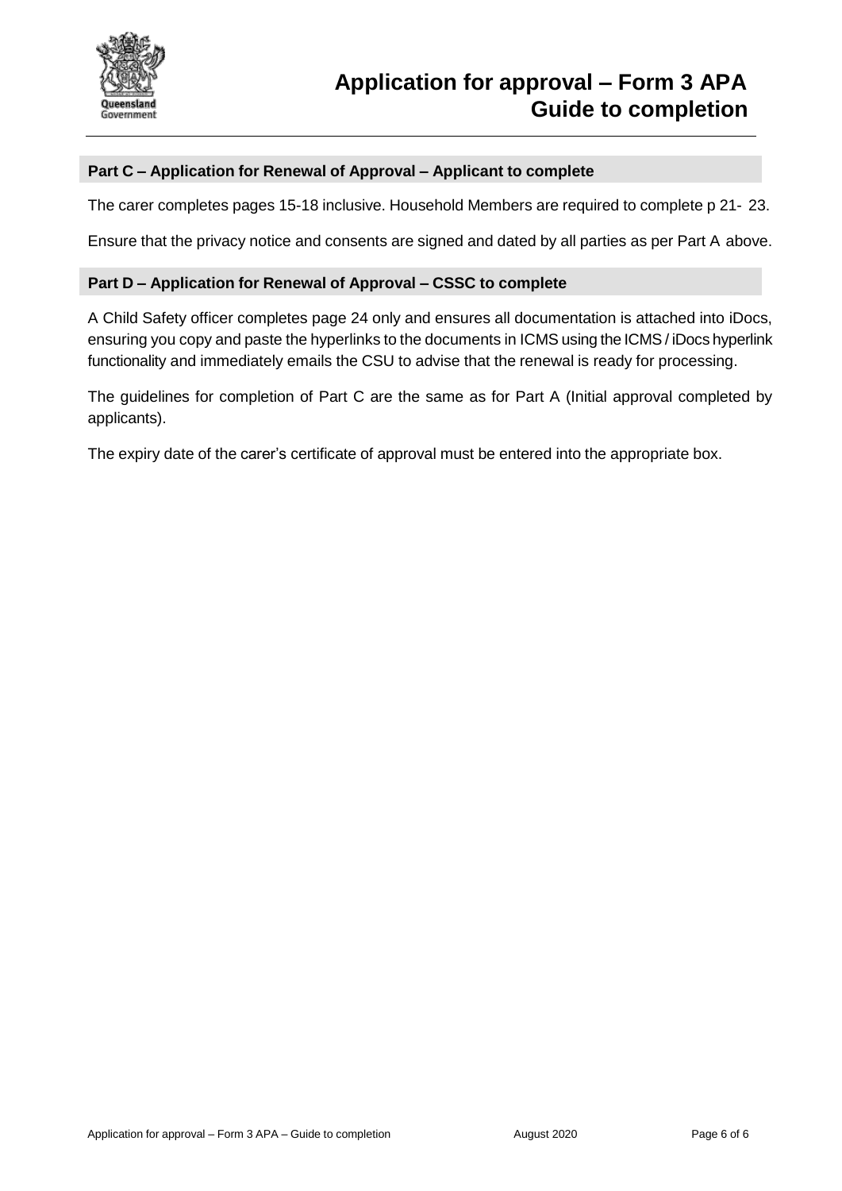### Part C – Application for Renewal of Approval – Applicant to complete

The carer completes pages 15-18 inclusive. Household Members are required to complete p 21- 23.

Ensure that the privacy notice and consents are signed and dated by all parties as per Part A above.

### Part D – Application for Renewal of Approval – CSSC to complete

A Child Safety officer completes page 24 only and ensures all documentation is attached into iDocs, ensuring you copy and paste the hyperlinks to the documents in ICMS using the ICMS / iDocs hyperlink functionality and immediately emails the CSU to advise that the renewal is ready for processing.

The guidelines for completion of Part C are the same as for Part A (Initial approval completed by applicants).

The expiry date of the carer's certificate of approval must be entered into the appropriate box.